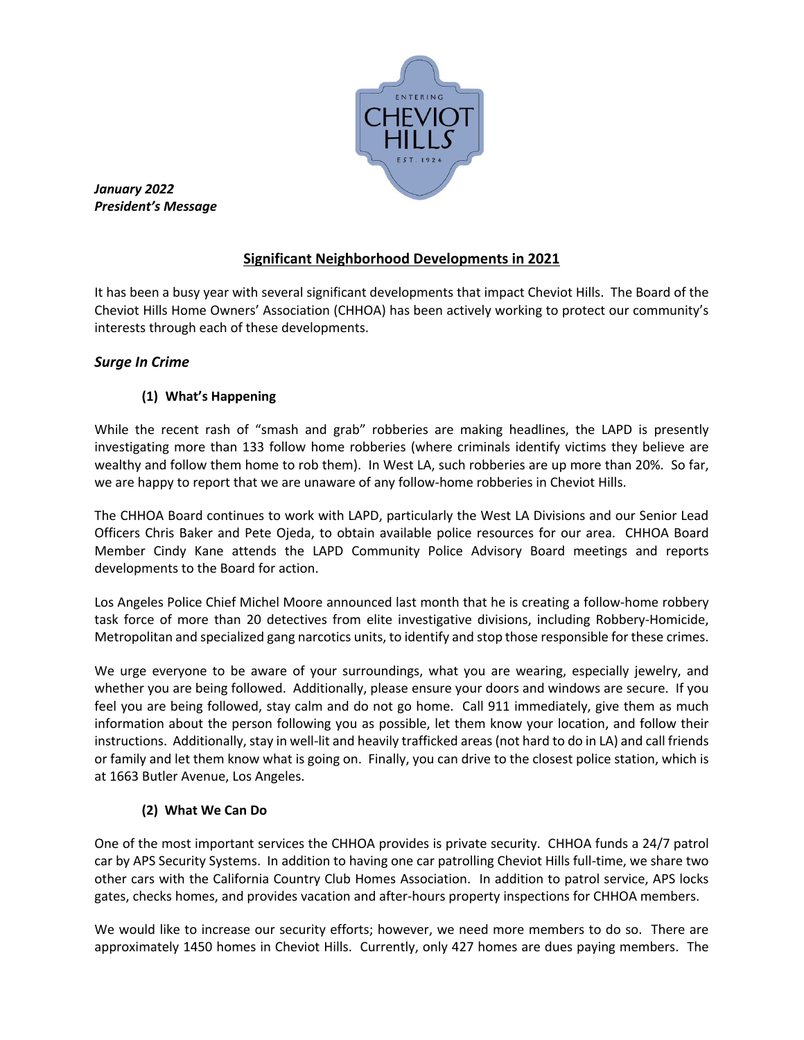*January 2022*
***President's Message***

## Significant Neighborhood Developments in 2021

It has been a busy year with several significant developments that impact Cheviot Hills. The Board of the Cheviot Hills Home Owners' Association (CHHOA) has been actively working to protect our community's interests through each of these developments.

### *Surge In Crime*

#### (1) What's Happening

While the recent rash of "smash and grab" robberies are making headlines, the LAPD is presently investigating more than 133 follow home robberies (where criminals identify victims they believe are wealthy and follow them home to rob them). In West LA, such robberies are up more than 20%. So far, we are happy to report that we are unaware of any follow-home robberies in Cheviot Hills.

The CHHOA Board continues to work with LAPD, particularly the West LA Divisions and our Senior Lead Officers Chris Baker and Pete Ojeda, to obtain available police resources for our area. CHHOA Board Member Cindy Kane attends the LAPD Community Police Advisory Board meetings and reports developments to the Board for action.

Los Angeles Police Chief Michel Moore announced last month that he is creating a follow-home robbery task force of more than 20 detectives from elite investigative divisions, including Robbery-Homicide, Metropolitan and specialized gang narcotics units, to identify and stop those responsible for these crimes.

We urge everyone to be aware of your surroundings, what you are wearing, especially jewelry, and whether you are being followed. Additionally, please ensure your doors and windows are secure. If you feel you are being followed, stay calm and do not go home. Call 911 immediately, give them as much information about the person following you as possible, let them know your location, and follow their instructions. Additionally, stay in well-lit and heavily trafficked areas (not hard to do in LA) and call friends or family and let them know what is going on. Finally, you can drive to the closest police station, which is at 1663 Butler Avenue, Los Angeles.

#### (2) What We Can Do

One of the most important services the CHHOA provides is private security. CHHOA funds a 24/7 patrol car by APS Security Systems. In addition to having one car patrolling Cheviot Hills full-time, we share two other cars with the California Country Club Homes Association. In addition to patrol service, APS locks gates, checks homes, and provides vacation and after-hours property inspections for CHHOA members.

We would like to increase our security efforts; however, we need more members to do so. There are approximately 1450 homes in Cheviot Hills. Currently, only 427 homes are dues paying members. The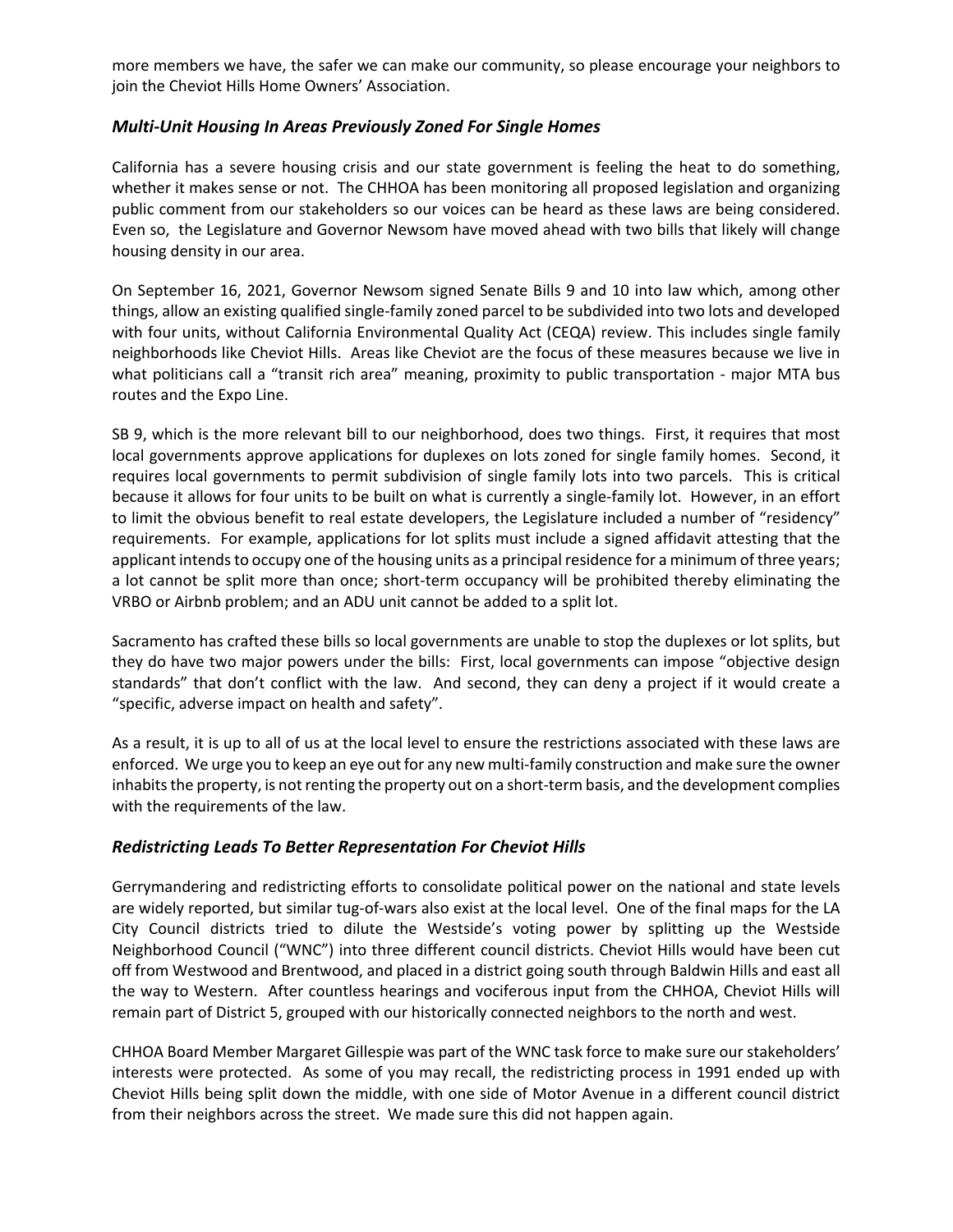more members we have, the safer we can make our community, so please encourage your neighbors to join the Cheviot Hills Home Owners' Association.

### *Multi-Unit Housing In Areas Previously Zoned For Single Homes*

California has a severe housing crisis and our state government is feeling the heat to do something, whether it makes sense or not. The CHHOA has been monitoring all proposed legislation and organizing public comment from our stakeholders so our voices can be heard as these laws are being considered. Even so, the Legislature and Governor Newsom have moved ahead with two bills that likely will change housing density in our area.

On September 16, 2021, Governor Newsom signed Senate Bills 9 and 10 into law which, among other things, allow an existing qualified single-family zoned parcel to be subdivided into two lots and developed with four units, without California Environmental Quality Act (CEQA) review. This includes single family neighborhoods like Cheviot Hills. Areas like Cheviot are the focus of these measures because we live in what politicians call a "transit rich area" meaning, proximity to public transportation - major MTA bus routes and the Expo Line.

SB 9, which is the more relevant bill to our neighborhood, does two things. First, it requires that most local governments approve applications for duplexes on lots zoned for single family homes. Second, it requires local governments to permit subdivision of single family lots into two parcels. This is critical because it allows for four units to be built on what is currently a single-family lot. However, in an effort to limit the obvious benefit to real estate developers, the Legislature included a number of "residency" requirements. For example, applications for lot splits must include a signed affidavit attesting that the applicant intends to occupy one of the housing units as a principal residence for a minimum of three years; a lot cannot be split more than once; short-term occupancy will be prohibited thereby eliminating the VRBO or Airbnb problem; and an ADU unit cannot be added to a split lot.

Sacramento has crafted these bills so local governments are unable to stop the duplexes or lot splits, but they do have two major powers under the bills: First, local governments can impose "objective design standards" that don't conflict with the law. And second, they can deny a project if it would create a "specific, adverse impact on health and safety".

As a result, it is up to all of us at the local level to ensure the restrictions associated with these laws are enforced. We urge you to keep an eye out for any new multi-family construction and make sure the owner inhabits the property, is not renting the property out on a short-term basis, and the development complies with the requirements of the law.

### *Redistricting Leads To Better Representation For Cheviot Hills*

Gerrymandering and redistricting efforts to consolidate political power on the national and state levels are widely reported, but similar tug-of-wars also exist at the local level. One of the final maps for the LA City Council districts tried to dilute the Westside's voting power by splitting up the Westside Neighborhood Council ("WNC") into three different council districts. Cheviot Hills would have been cut off from Westwood and Brentwood, and placed in a district going south through Baldwin Hills and east all the way to Western. After countless hearings and vociferous input from the CHHOA, Cheviot Hills will remain part of District 5, grouped with our historically connected neighbors to the north and west.

CHHOA Board Member Margaret Gillespie was part of the WNC task force to make sure our stakeholders' interests were protected. As some of you may recall, the redistricting process in 1991 ended up with Cheviot Hills being split down the middle, with one side of Motor Avenue in a different council district from their neighbors across the street. We made sure this did not happen again.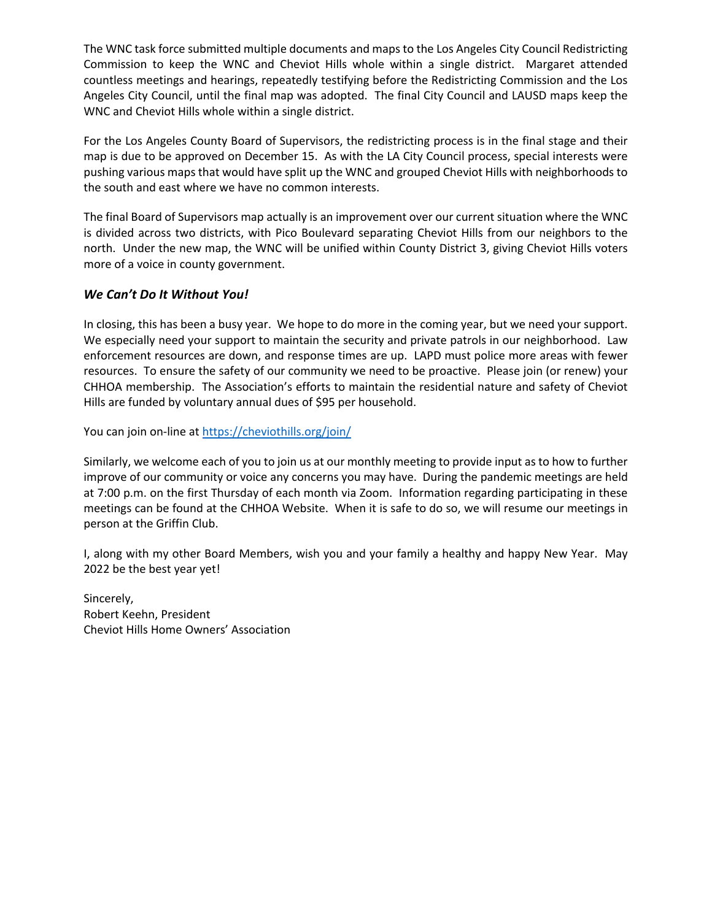The WNC task force submitted multiple documents and maps to the Los Angeles City Council Redistricting Commission to keep the WNC and Cheviot Hills whole within a single district. Margaret attended countless meetings and hearings, repeatedly testifying before the Redistricting Commission and the Los Angeles City Council, until the final map was adopted. The final City Council and LAUSD maps keep the WNC and Cheviot Hills whole within a single district.

For the Los Angeles County Board of Supervisors, the redistricting process is in the final stage and their map is due to be approved on December 15. As with the LA City Council process, special interests were pushing various maps that would have split up the WNC and grouped Cheviot Hills with neighborhoods to the south and east where we have no common interests.

The final Board of Supervisors map actually is an improvement over our current situation where the WNC is divided across two districts, with Pico Boulevard separating Cheviot Hills from our neighbors to the north. Under the new map, the WNC will be unified within County District 3, giving Cheviot Hills voters more of a voice in county government.

### ***We Can't Do It Without You!***

In closing, this has been a busy year. We hope to do more in the coming year, but we need your support. We especially need your support to maintain the security and private patrols in our neighborhood. Law enforcement resources are down, and response times are up. LAPD must police more areas with fewer resources. To ensure the safety of our community we need to be proactive. Please join (or renew) your CHHOA membership. The Association's efforts to maintain the residential nature and safety of Cheviot Hills are funded by voluntary annual dues of $95 per household.

You can join on-line at [https://cheviothills.org/join/](https://cheviothills.org/join/)

Similarly, we welcome each of you to join us at our monthly meeting to provide input as to how to further improve of our community or voice any concerns you may have. During the pandemic meetings are held at 7:00 p.m. on the first Thursday of each month via Zoom. Information regarding participating in these meetings can be found at the CHHOA Website. When it is safe to do so, we will resume our meetings in person at the Griffin Club.

I, along with my other Board Members, wish you and your family a healthy and happy New Year. May 2022 be the best year yet!

Sincerely,
Robert Keehn, President
Cheviot Hills Home Owners' Association